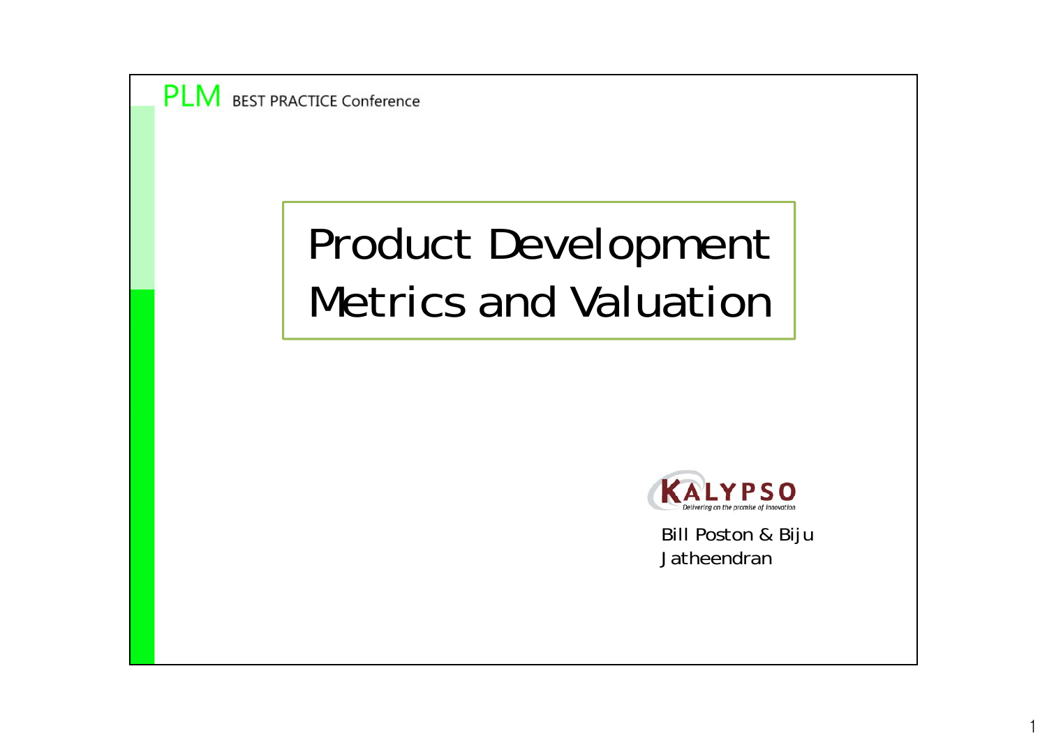PLM BEST PRACTICE Conference

# Product Development Metrics and Valuation

KALYPSO
Delivering on the promise of innovation

Bill Poston & Biju Jatheendran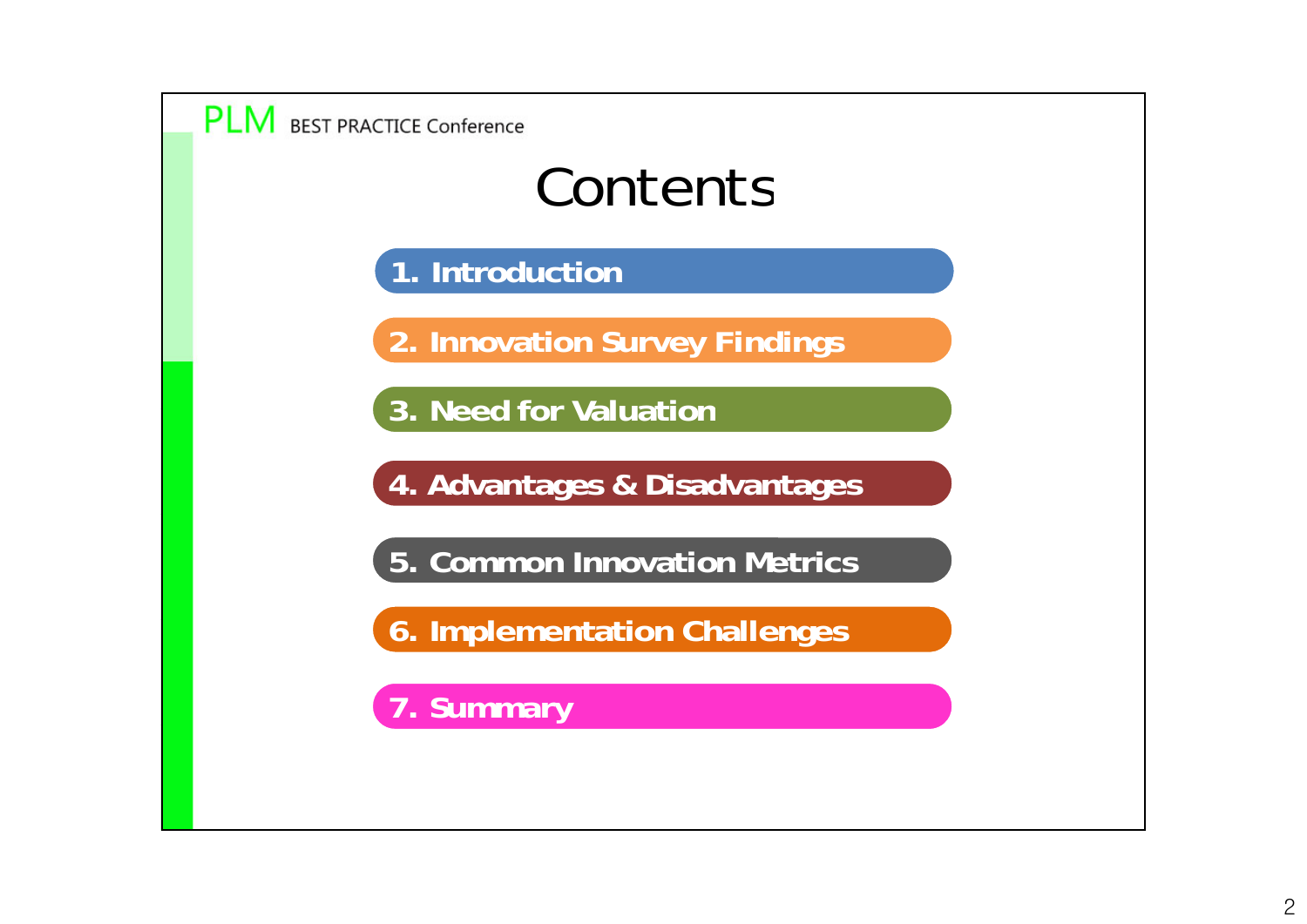# Contents

1. Introduction
2. Innovation Survey Findings
3. Need for Valuation
4. Advantages & Disadvantages
5. Common Innovation Metrics
6. Implementation Challenges
7. Summary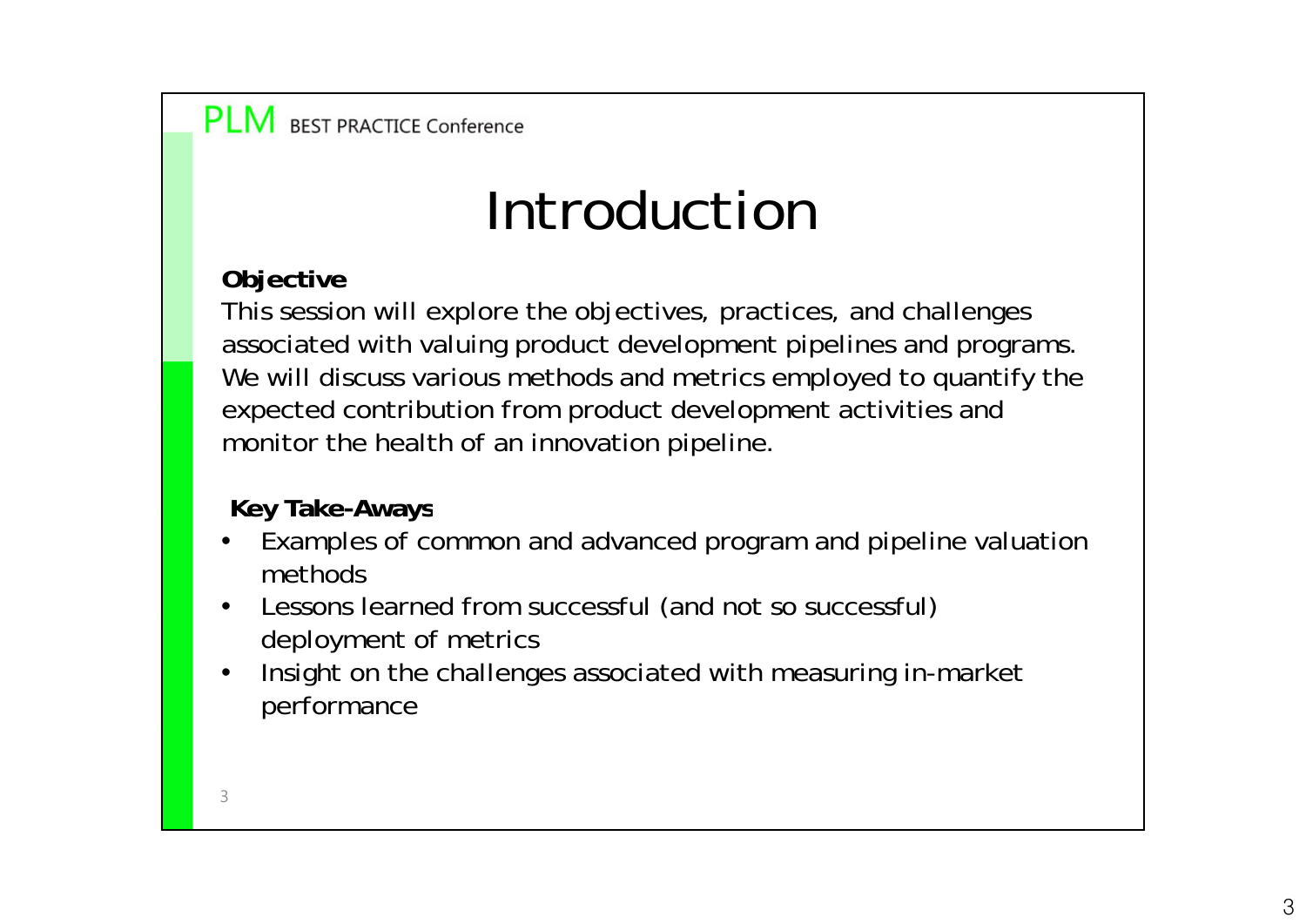# Introduction

**Objective**

This session will explore the objectives, practices, and challenges associated with valuing product development pipelines and programs. We will discuss various methods and metrics employed to quantify the expected contribution from product development activities and monitor the health of an innovation pipeline.

**Key Take-Aways**

- Examples of common and advanced program and pipeline valuation methods
- Lessons learned from successful (and not so successful) deployment of metrics
- Insight on the challenges associated with measuring in-market performance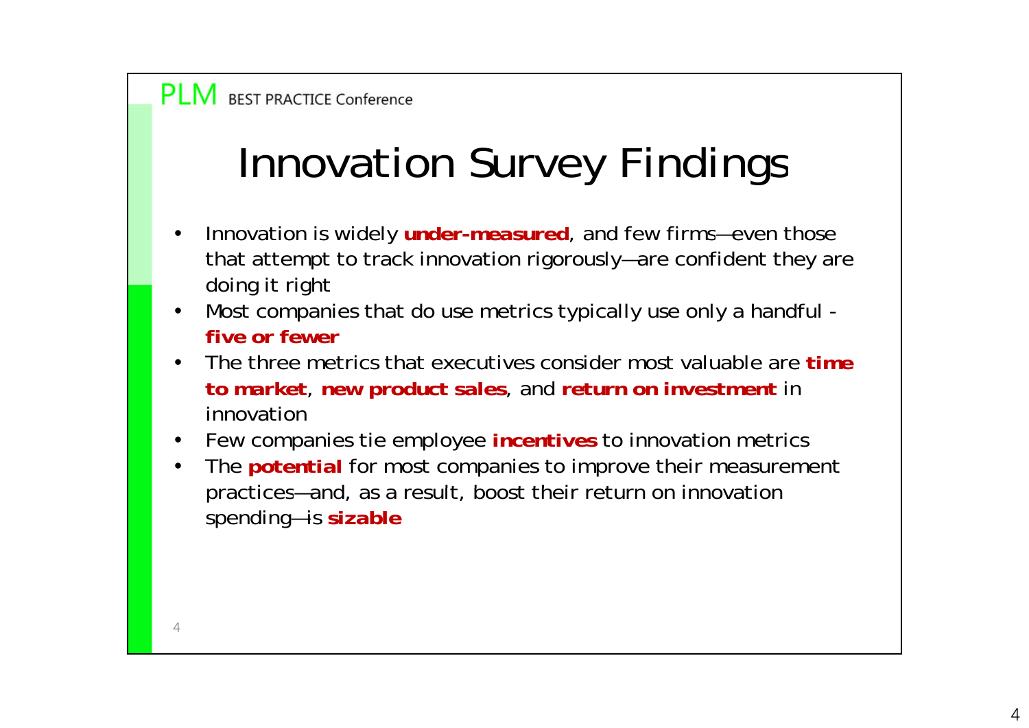# Innovation Survey Findings

- Innovation is widely **under-measured**, and few firms—even those that attempt to track innovation rigorously—are confident they are doing it right
- Most companies that do use metrics typically use only a handful - **five or fewer**
- The three metrics that executives consider most valuable are **time to market**, **new product sales**, and **return on investment** in innovation
- Few companies tie employee **incentives** to innovation metrics
- The **potential** for most companies to improve their measurement practices—and, as a result, boost their return on innovation spending—is **sizable**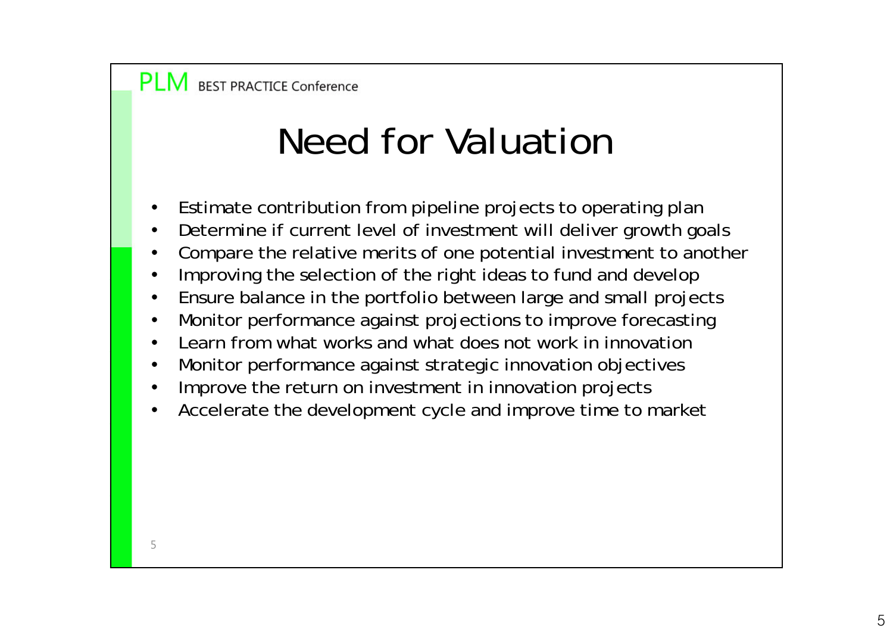# Need for Valuation

- Estimate contribution from pipeline projects to operating plan
- Determine if current level of investment will deliver growth goals
- Compare the relative merits of one potential investment to another
- Improving the selection of the right ideas to fund and develop
- Ensure balance in the portfolio between large and small projects
- Monitor performance against projections to improve forecasting
- Learn from what works and what does not work in innovation
- Monitor performance against strategic innovation objectives
- Improve the return on investment in innovation projects
- Accelerate the development cycle and improve time to market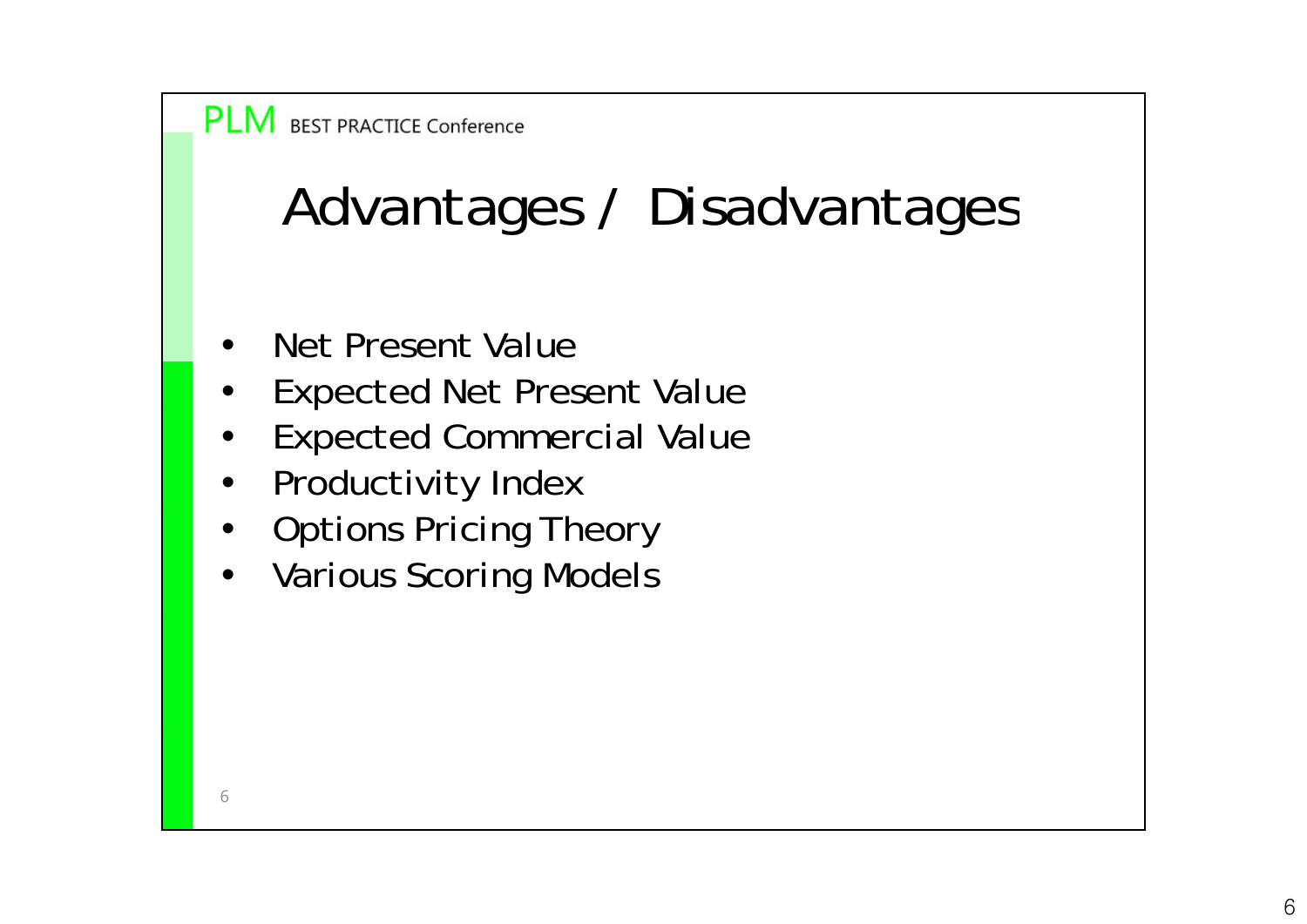# Advantages / Disadvantages

- Net Present Value
- Expected Net Present Value
- Expected Commercial Value
- Productivity Index
- Options Pricing Theory
- Various Scoring Models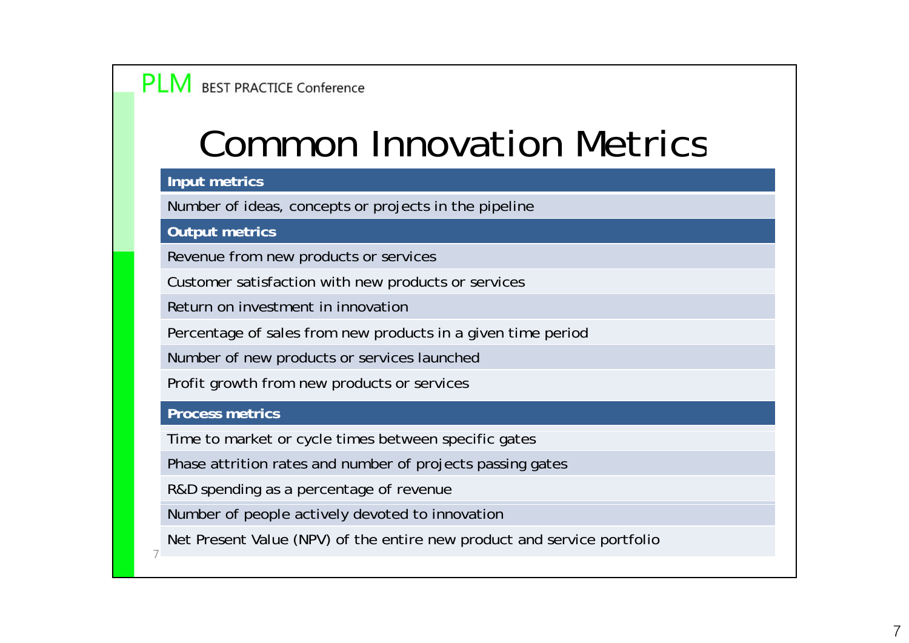# Common Innovation Metrics

| Input metrics |
| --- |
| Number of ideas, concepts or projects in the pipeline |
| **Output metrics** |
| Revenue from new products or services |
| Customer satisfaction with new products or services |
| Return on investment in innovation |
| Percentage of sales from new products in a given time period |
| Number of new products or services launched |
| Profit growth from new products or services |
| **Process metrics** |
| Time to market or cycle times between specific gates |
| Phase attrition rates and number of projects passing gates |
| R&D spending as a percentage of revenue |
| Number of people actively devoted to innovation |
| Net Present Value (NPV) of the entire new product and service portfolio |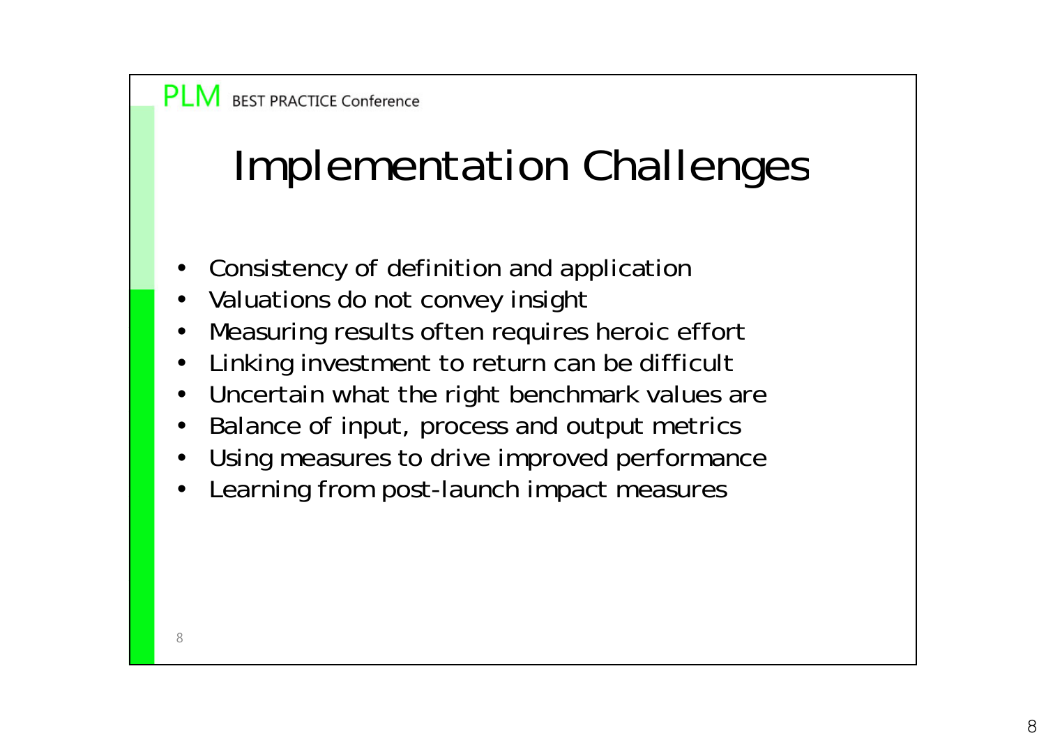# Implementation Challenges

- Consistency of definition and application
- Valuations do not convey insight
- Measuring results often requires heroic effort
- Linking investment to return can be difficult
- Uncertain what the right benchmark values are
- Balance of input, process and output metrics
- Using measures to drive improved performance
- Learning from post-launch impact measures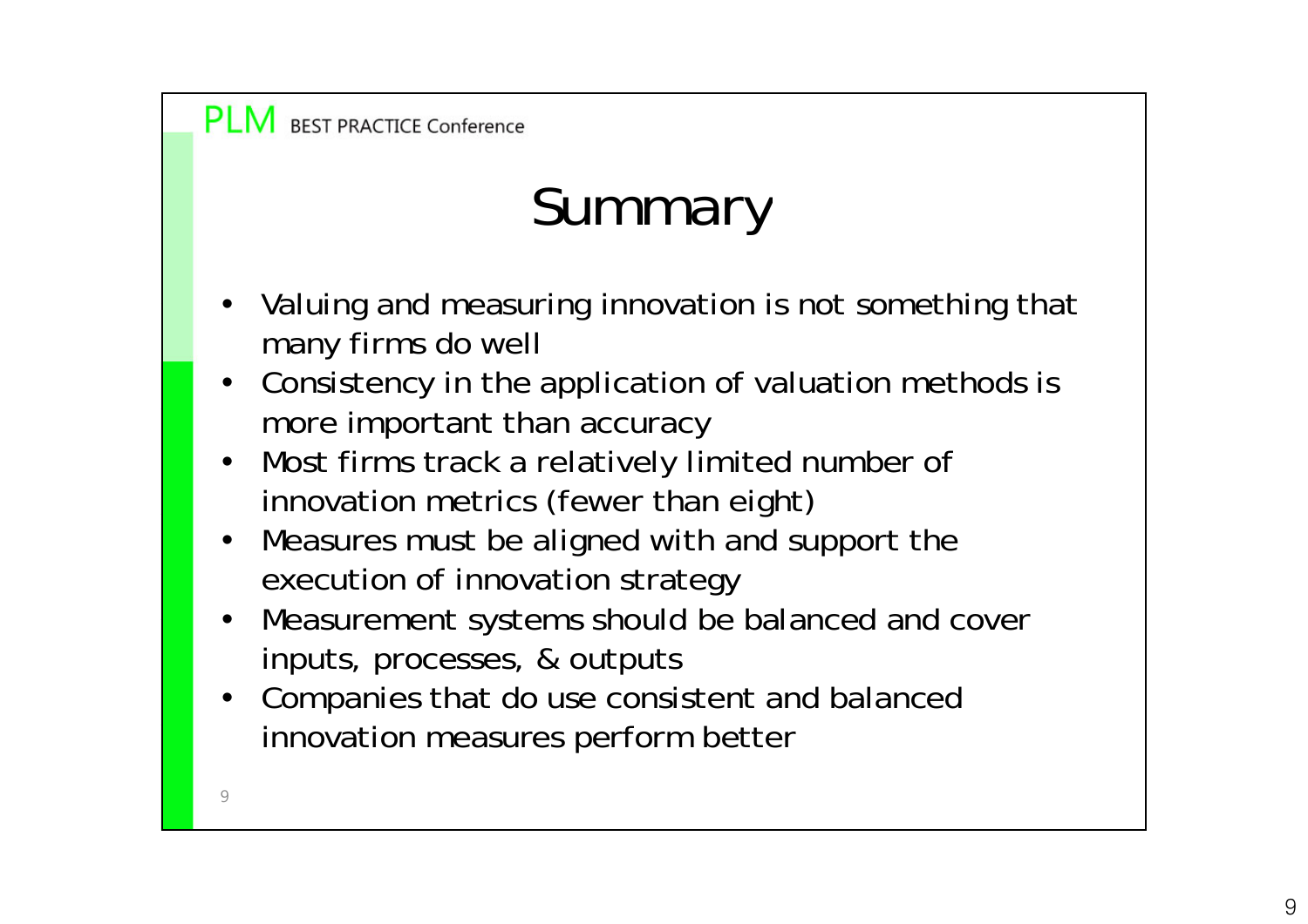# Summary

- Valuing and measuring innovation is not something that many firms do well
- Consistency in the application of valuation methods is more important than accuracy
- Most firms track a relatively limited number of innovation metrics (fewer than eight)
- Measures must be aligned with and support the execution of innovation strategy
- Measurement systems should be balanced and cover inputs, processes, & outputs
- Companies that do use consistent and balanced innovation measures perform better